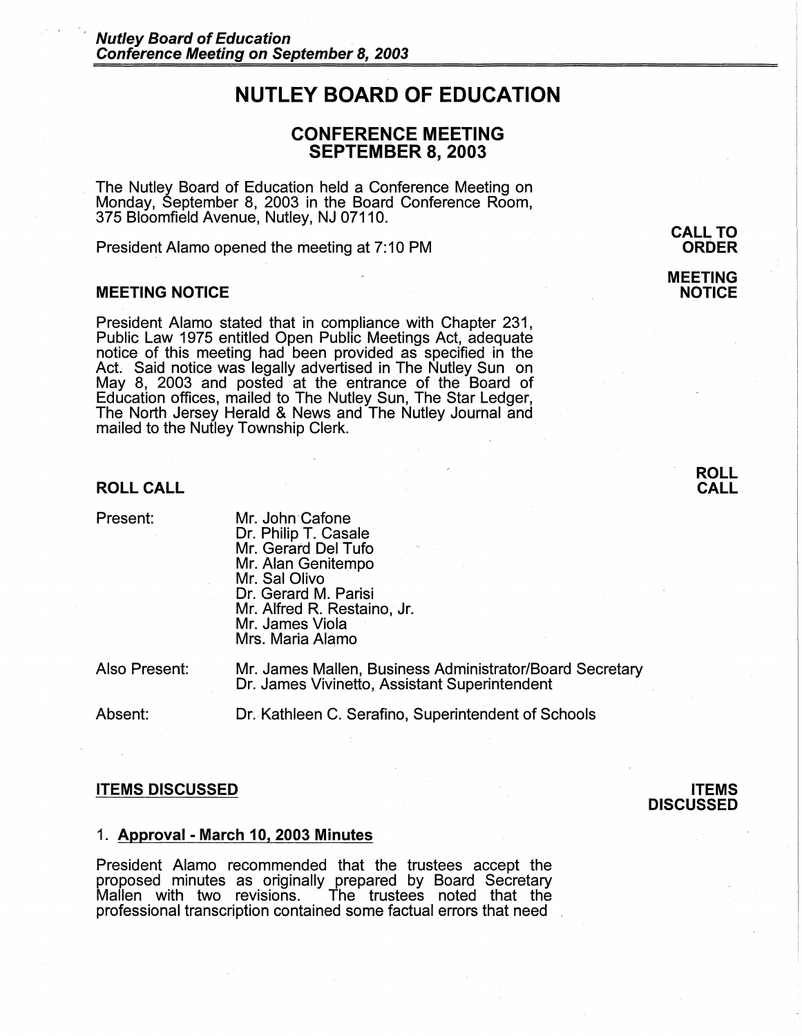# NUTLEY BOARD OF EDUCATION

## CONFERENCE MEETING
## SEPTEMBER 8, 2003

The Nutley Board of Education held a Conference Meeting on Monday, September 8, 2003 in the Board Conference Room, 375 Bloomfield Avenue, Nutley, NJ 07110.

**CALL TO ORDER**

President Alamo opened the meeting at 7:10 PM

### MEETING NOTICE

**MEETING NOTICE**

President Alamo stated that in compliance with Chapter 231, Public Law 1975 entitled Open Public Meetings Act, adequate notice of this meeting had been provided as specified in the Act. Said notice was legally advertised in The Nutley Sun on May 8, 2003 and posted at the entrance of the Board of Education offices, mailed to The Nutley Sun, The Star Ledger, The North Jersey Herald & News and The Nutley Journal and mailed to the Nutley Township Clerk.

### ROLL CALL

**ROLL CALL**

Present:
- Mr. John Cafone
- Dr. Philip T. Casale
- Mr. Gerard Del Tufo
- Mr. Alan Genitempo
- Mr. Sal Olivo
- Dr. Gerard M. Parisi
- Mr. Alfred R. Restaino, Jr.
- Mr. James Viola
- Mrs. Maria Alamo

Also Present:
- Mr. James Mallen, Business Administrator/Board Secretary
- Dr. James Vivinetto, Assistant Superintendent

Absent:
- Dr. Kathleen C. Serafino, Superintendent of Schools

### ITEMS DISCUSSED

**ITEMS DISCUSSED**

1. **Approval - March 10, 2003 Minutes**

President Alamo recommended that the trustees accept the proposed minutes as originally prepared by Board Secretary Mallen with two revisions. The trustees noted that the professional transcription contained some factual errors that need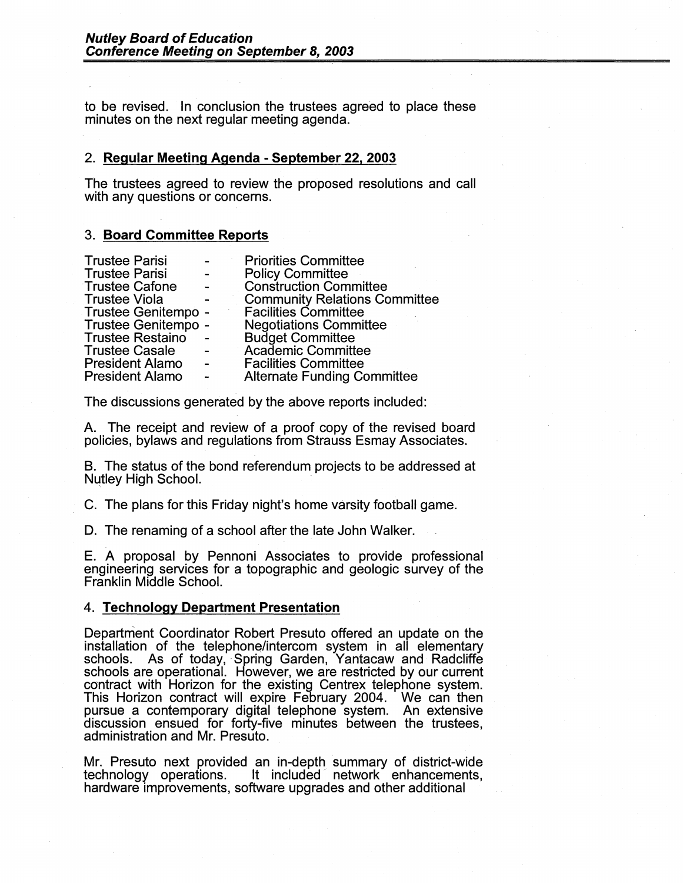to be revised. In conclusion the trustees agreed to place these minutes on the next regular meeting agenda.

2. **Regular Meeting Agenda - September 22, 2003**

The trustees agreed to review the proposed resolutions and call with any questions or concerns.

3. **Board Committee Reports**

| | | |
|---|---|---|
| Trustee Parisi | - | Priorities Committee |
| Trustee Parisi | - | Policy Committee |
| Trustee Cafone | - | Construction Committee |
| Trustee Viola | - | Community Relations Committee |
| Trustee Genitempo | - | Facilities Committee |
| Trustee Genitempo | - | Negotiations Committee |
| Trustee Restaino | - | Budget Committee |
| Trustee Casale | - | Academic Committee |
| President Alamo | - | Facilities Committee |
| President Alamo | - | Alternate Funding Committee |

The discussions generated by the above reports included:

A. The receipt and review of a proof copy of the revised board policies, bylaws and regulations from Strauss Esmay Associates.

B. The status of the bond referendum projects to be addressed at Nutley High School.

C. The plans for this Friday night's home varsity football game.

D. The renaming of a school after the late John Walker.

E. A proposal by Pennoni Associates to provide professional engineering services for a topographic and geologic survey of the Franklin Middle School.

4. **Technology Department Presentation**

Department Coordinator Robert Presuto offered an update on the installation of the telephone/intercom system in all elementary schools. As of today, Spring Garden, Yantacaw and Radcliffe schools are operational. However, we are restricted by our current contract with Horizon for the existing Centrex telephone system. This Horizon contract will expire February 2004. We can then pursue a contemporary digital telephone system. An extensive discussion ensued for forty-five minutes between the trustees, administration and Mr. Presuto.

Mr. Presuto next provided an in-depth summary of district-wide technology operations. It included network enhancements, hardware improvements, software upgrades and other additional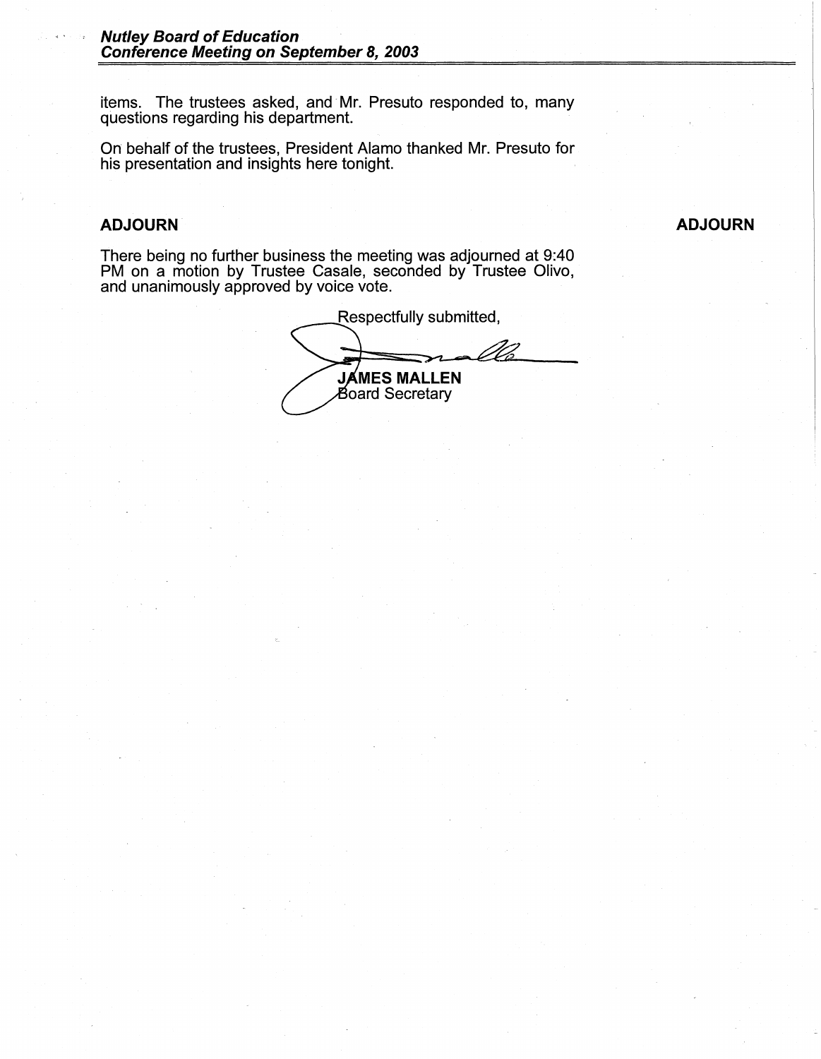items. The trustees asked, and Mr. Presuto responded to, many questions regarding his department.

On behalf of the trustees, President Alamo thanked Mr. Presuto for his presentation and insights here tonight.

## ADJOURN

**ADJOURN**

There being no further business the meeting was adjourned at 9:40 PM on a motion by Trustee Casale, seconded by Trustee Olivo, and unanimously approved by voice vote.

Respectfully submitted,

**JAMES MALLEN**
Board Secretary